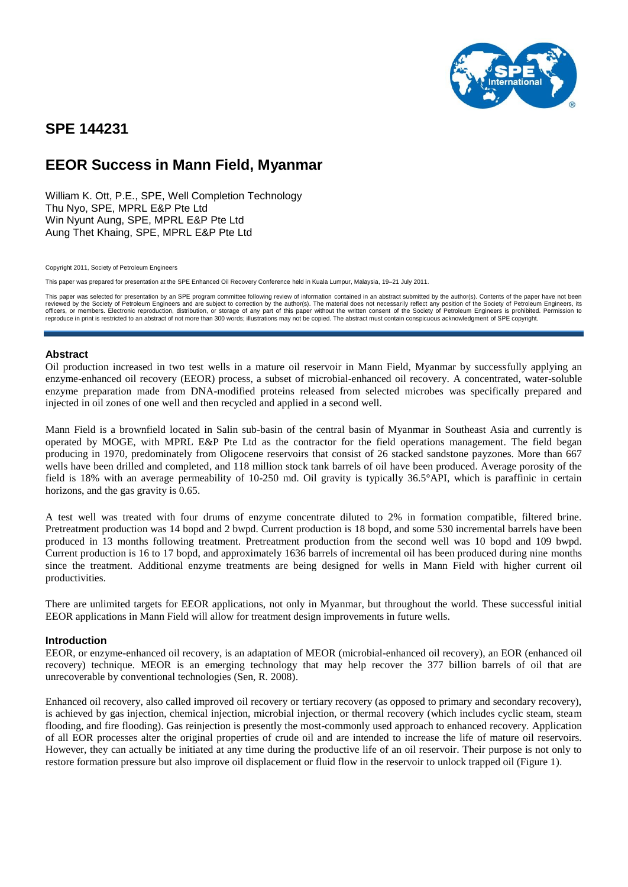# SPE 144231

## EEOR Success in Mann Field, Myanmar

William K. Ott, P.E., SPE, Well Completion Technology
Thu Nyo, SPE, MPRL E&P Pte Ltd
Win Nyunt Aung, SPE, MPRL E&P Pte Ltd
Aung Thet Khaing, SPE, MPRL E&P Pte Ltd

Copyright 2011, Society of Petroleum Engineers

This paper was prepared for presentation at the SPE Enhanced Oil Recovery Conference held in Kuala Lumpur, Malaysia, 19–21 July 2011.

This paper was selected for presentation by an SPE program committee following review of information contained in an abstract submitted by the author(s). Contents of the paper have not been reviewed by the Society of Petroleum Engineers and are subject to correction by the author(s). The material does not necessarily reflect any position of the Society of Petroleum Engineers, its officers, or members. Electronic reproduction, distribution, or storage of any part of this paper without the written consent of the Society of Petroleum Engineers is prohibited. Permission to reproduce in print is restricted to an abstract of not more than 300 words; illustrations may not be copied. The abstract must contain conspicuous acknowledgment of SPE copyright.

### Abstract

Oil production increased in two test wells in a mature oil reservoir in Mann Field, Myanmar by successfully applying an enzyme-enhanced oil recovery (EEOR) process, a subset of microbial-enhanced oil recovery. A concentrated, water-soluble enzyme preparation made from DNA-modified proteins released from selected microbes was specifically prepared and injected in oil zones of one well and then recycled and applied in a second well.

Mann Field is a brownfield located in Salin sub-basin of the central basin of Myanmar in Southeast Asia and currently is operated by MOGE, with MPRL E&P Pte Ltd as the contractor for the field operations management. The field began producing in 1970, predominately from Oligocene reservoirs that consist of 26 stacked sandstone payzones. More than 667 wells have been drilled and completed, and 118 million stock tank barrels of oil have been produced. Average porosity of the field is 18% with an average permeability of 10-250 md. Oil gravity is typically 36.5°API, which is paraffinic in certain horizons, and the gas gravity is 0.65.

A test well was treated with four drums of enzyme concentrate diluted to 2% in formation compatible, filtered brine. Pretreatment production was 14 bopd and 2 bwpd. Current production is 18 bopd, and some 530 incremental barrels have been produced in 13 months following treatment. Pretreatment production from the second well was 10 bopd and 109 bwpd. Current production is 16 to 17 bopd, and approximately 1636 barrels of incremental oil has been produced during nine months since the treatment. Additional enzyme treatments are being designed for wells in Mann Field with higher current oil productivities.

There are unlimited targets for EEOR applications, not only in Myanmar, but throughout the world. These successful initial EEOR applications in Mann Field will allow for treatment design improvements in future wells.

### Introduction

EEOR, or enzyme-enhanced oil recovery, is an adaptation of MEOR (microbial-enhanced oil recovery), an EOR (enhanced oil recovery) technique. MEOR is an emerging technology that may help recover the 377 billion barrels of oil that are unrecoverable by conventional technologies (Sen, R. 2008).

Enhanced oil recovery, also called improved oil recovery or tertiary recovery (as opposed to primary and secondary recovery), is achieved by gas injection, chemical injection, microbial injection, or thermal recovery (which includes cyclic steam, steam flooding, and fire flooding). Gas reinjection is presently the most-commonly used approach to enhanced recovery. Application of all EOR processes alter the original properties of crude oil and are intended to increase the life of mature oil reservoirs. However, they can actually be initiated at any time during the productive life of an oil reservoir. Their purpose is not only to restore formation pressure but also improve oil displacement or fluid flow in the reservoir to unlock trapped oil (Figure 1).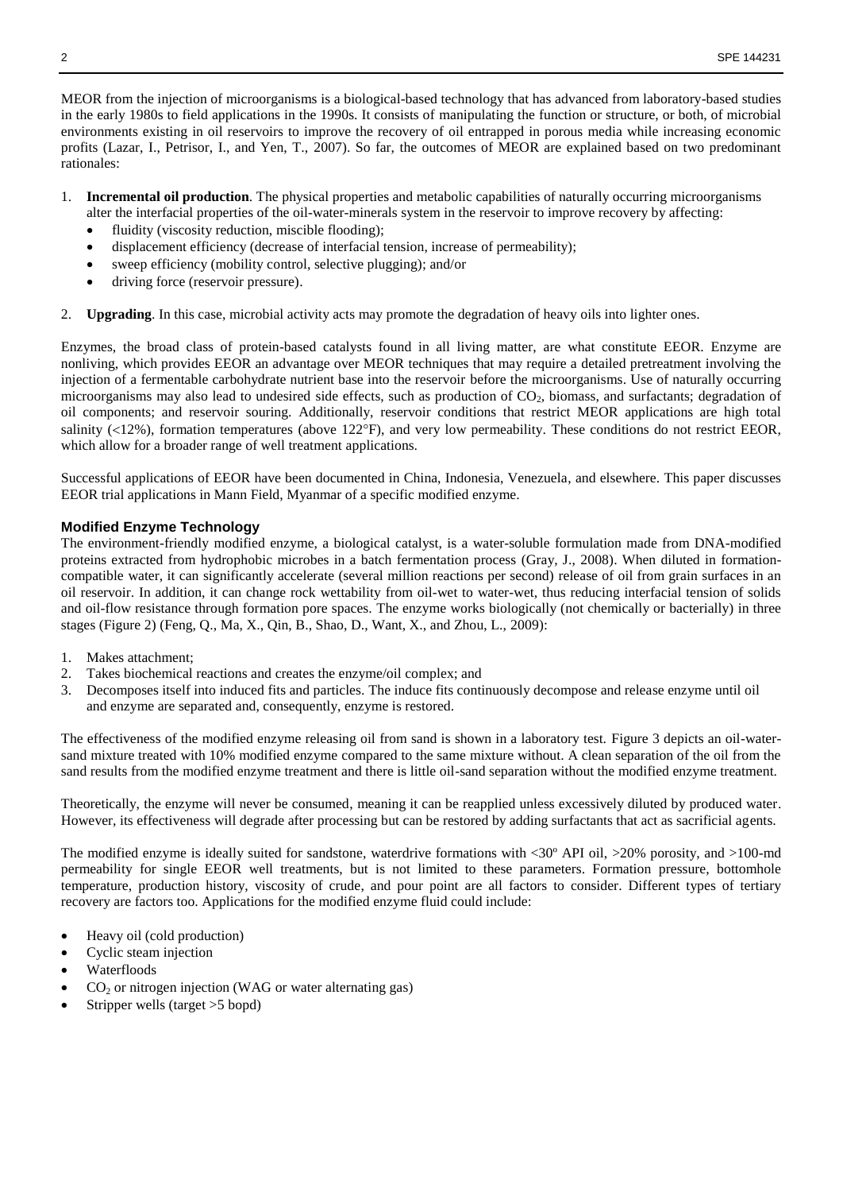MEOR from the injection of microorganisms is a biological-based technology that has advanced from laboratory-based studies in the early 1980s to field applications in the 1990s. It consists of manipulating the function or structure, or both, of microbial environments existing in oil reservoirs to improve the recovery of oil entrapped in porous media while increasing economic profits (Lazar, I., Petrisor, I., and Yen, T., 2007). So far, the outcomes of MEOR are explained based on two predominant rationales:

1. **Incremental oil production**. The physical properties and metabolic capabilities of naturally occurring microorganisms alter the interfacial properties of the oil-water-minerals system in the reservoir to improve recovery by affecting:
   - fluidity (viscosity reduction, miscible flooding);
   - displacement efficiency (decrease of interfacial tension, increase of permeability);
   - sweep efficiency (mobility control, selective plugging); and/or
   - driving force (reservoir pressure).
2. **Upgrading**. In this case, microbial activity acts may promote the degradation of heavy oils into lighter ones.

Enzymes, the broad class of protein-based catalysts found in all living matter, are what constitute EEOR. Enzyme are nonliving, which provides EEOR an advantage over MEOR techniques that may require a detailed pretreatment involving the injection of a fermentable carbohydrate nutrient base into the reservoir before the microorganisms. Use of naturally occurring microorganisms may also lead to undesired side effects, such as production of $CO_2$, biomass, and surfactants; degradation of oil components; and reservoir souring. Additionally, reservoir conditions that restrict MEOR applications are high total salinity (<12%), formation temperatures (above 122°F), and very low permeability. These conditions do not restrict EEOR, which allow for a broader range of well treatment applications.

Successful applications of EEOR have been documented in China, Indonesia, Venezuela, and elsewhere. This paper discusses EEOR trial applications in Mann Field, Myanmar of a specific modified enzyme.

### Modified Enzyme Technology

The environment-friendly modified enzyme, a biological catalyst, is a water-soluble formulation made from DNA-modified proteins extracted from hydrophobic microbes in a batch fermentation process (Gray, J., 2008). When diluted in formation-compatible water, it can significantly accelerate (several million reactions per second) release of oil from grain surfaces in an oil reservoir. In addition, it can change rock wettability from oil-wet to water-wet, thus reducing interfacial tension of solids and oil-flow resistance through formation pore spaces. The enzyme works biologically (not chemically or bacterially) in three stages (Figure 2) (Feng, Q., Ma, X., Qin, B., Shao, D., Want, X., and Zhou, L., 2009):

1. Makes attachment;
2. Takes biochemical reactions and creates the enzyme/oil complex; and
3. Decomposes itself into induced fits and particles. The induce fits continuously decompose and release enzyme until oil and enzyme are separated and, consequently, enzyme is restored.

The effectiveness of the modified enzyme releasing oil from sand is shown in a laboratory test. Figure 3 depicts an oil-water-sand mixture treated with 10% modified enzyme compared to the same mixture without. A clean separation of the oil from the sand results from the modified enzyme treatment and there is little oil-sand separation without the modified enzyme treatment.

Theoretically, the enzyme will never be consumed, meaning it can be reapplied unless excessively diluted by produced water. However, its effectiveness will degrade after processing but can be restored by adding surfactants that act as sacrificial agents.

The modified enzyme is ideally suited for sandstone, waterdrive formations with <30º API oil, >20% porosity, and >100-md permeability for single EEOR well treatments, but is not limited to these parameters. Formation pressure, bottomhole temperature, production history, viscosity of crude, and pour point are all factors to consider. Different types of tertiary recovery are factors too. Applications for the modified enzyme fluid could include:

- Heavy oil (cold production)
- Cyclic steam injection
- Waterfloods
- $CO_2$ or nitrogen injection (WAG or water alternating gas)
- Stripper wells (target >5 bopd)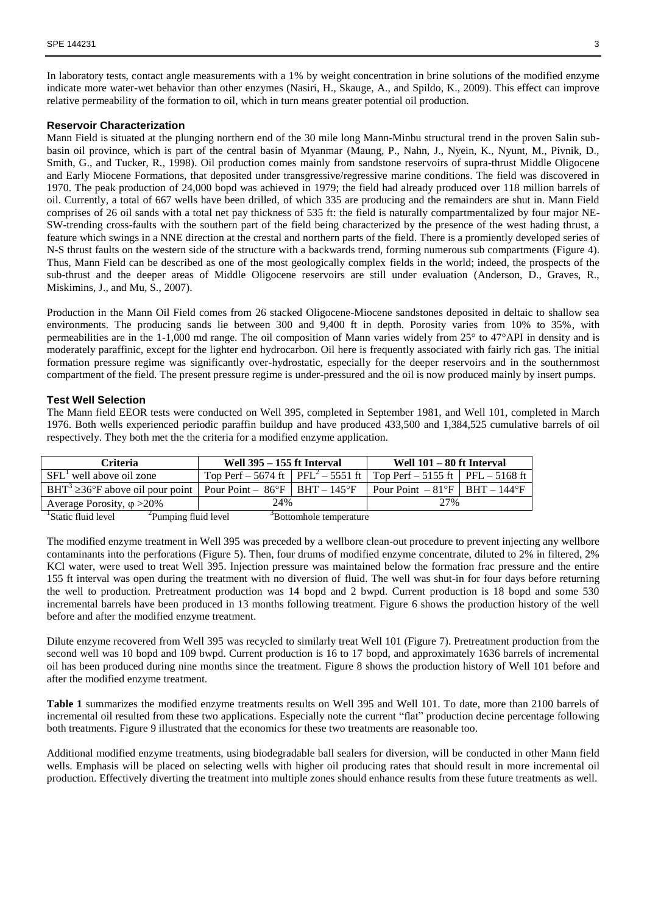In laboratory tests, contact angle measurements with a 1% by weight concentration in brine solutions of the modified enzyme indicate more water-wet behavior than other enzymes (Nasiri, H., Skauge, A., and Spildo, K., 2009). This effect can improve relative permeability of the formation to oil, which in turn means greater potential oil production.

### Reservoir Characterization

Mann Field is situated at the plunging northern end of the 30 mile long Mann-Minbu structural trend in the proven Salin sub-basin oil province, which is part of the central basin of Myanmar (Maung, P., Nahn, J., Nyein, K., Nyunt, M., Pivnik, D., Smith, G., and Tucker, R., 1998). Oil production comes mainly from sandstone reservoirs of supra-thrust Middle Oligocene and Early Miocene Formations, that deposited under transgressive/regressive marine conditions. The field was discovered in 1970. The peak production of 24,000 bopd was achieved in 1979; the field had already produced over 118 million barrels of oil. Currently, a total of 667 wells have been drilled, of which 335 are producing and the remainders are shut in. Mann Field comprises of 26 oil sands with a total net pay thickness of 535 ft: the field is naturally compartmentalized by four major NE-SW-trending cross-faults with the southern part of the field being characterized by the presence of the west hading thrust, a feature which swings in a NNE direction at the crestal and northern parts of the field. There is a promiently developed series of N-S thrust faults on the western side of the structure with a backwards trend, forming numerous sub compartments (Figure 4). Thus, Mann Field can be described as one of the most geologically complex fields in the world; indeed, the prospects of the sub-thrust and the deeper areas of Middle Oligocene reservoirs are still under evaluation (Anderson, D., Graves, R., Miskimins, J., and Mu, S., 2007).

Production in the Mann Oil Field comes from 26 stacked Oligocene-Miocene sandstones deposited in deltaic to shallow sea environments. The producing sands lie between 300 and 9,400 ft in depth. Porosity varies from 10% to 35%, with permeabilities are in the 1-1,000 md range. The oil composition of Mann varies widely from 25° to 47°API in density and is moderately paraffinic, except for the lighter end hydrocarbon. Oil here is frequently associated with fairly rich gas. The initial formation pressure regime was significantly over-hydrostatic, especially for the deeper reservoirs and in the southernmost compartment of the field. The present pressure regime is under-pressured and the oil is now produced mainly by insert pumps.

### Test Well Selection

The Mann field EEOR tests were conducted on Well 395, completed in September 1981, and Well 101, completed in March 1976. Both wells experienced periodic paraffin buildup and have produced 433,500 and 1,384,525 cumulative barrels of oil respectively. They both met the the criteria for a modified enzyme application.

| Criteria | Well 395 – 155 ft Interval | | Well 101 – 80 ft Interval | |
|---|---|---|---|---|
| SFL[1] well above oil zone | Top Perf – 5674 ft | PFL[2] – 5551 ft | Top Perf – 5155 ft | PFL – 5168 ft |
| BHT[3] ≥36°F above oil pour point | Pour Point – 86°F | BHT – 145°F | Pour Point – 81°F | BHT – 144°F |
| Average Porosity, $\varphi$ >20% | 24% | | 27% | |

[1]Static fluid level [2]Pumping fluid level [3]Bottomhole temperature

The modified enzyme treatment in Well 395 was preceded by a wellbore clean-out procedure to prevent injecting any wellbore contaminants into the perforations (Figure 5). Then, four drums of modified enzyme concentrate, diluted to 2% in filtered, 2% KCl water, were used to treat Well 395. Injection pressure was maintained below the formation frac pressure and the entire 155 ft interval was open during the treatment with no diversion of fluid. The well was shut-in for four days before returning the well to production. Pretreatment production was 14 bopd and 2 bwpd. Current production is 18 bopd and some 530 incremental barrels have been produced in 13 months following treatment. Figure 6 shows the production history of the well before and after the modified enzyme treatment.

Dilute enzyme recovered from Well 395 was recycled to similarly treat Well 101 (Figure 7). Pretreatment production from the second well was 10 bopd and 109 bwpd. Current production is 16 to 17 bopd, and approximately 1636 barrels of incremental oil has been produced during nine months since the treatment. Figure 8 shows the production history of Well 101 before and after the modified enzyme treatment.

**Table 1** summarizes the modified enzyme treatments results on Well 395 and Well 101. To date, more than 2100 barrels of incremental oil resulted from these two applications. Especially note the current "flat" production decine percentage following both treatments. Figure 9 illustrated that the economics for these two treatments are reasonable too.

Additional modified enzyme treatments, using biodegradable ball sealers for diversion, will be conducted in other Mann field wells. Emphasis will be placed on selecting wells with higher oil producing rates that should result in more incremental oil production. Effectively diverting the treatment into multiple zones should enhance results from these future treatments as well.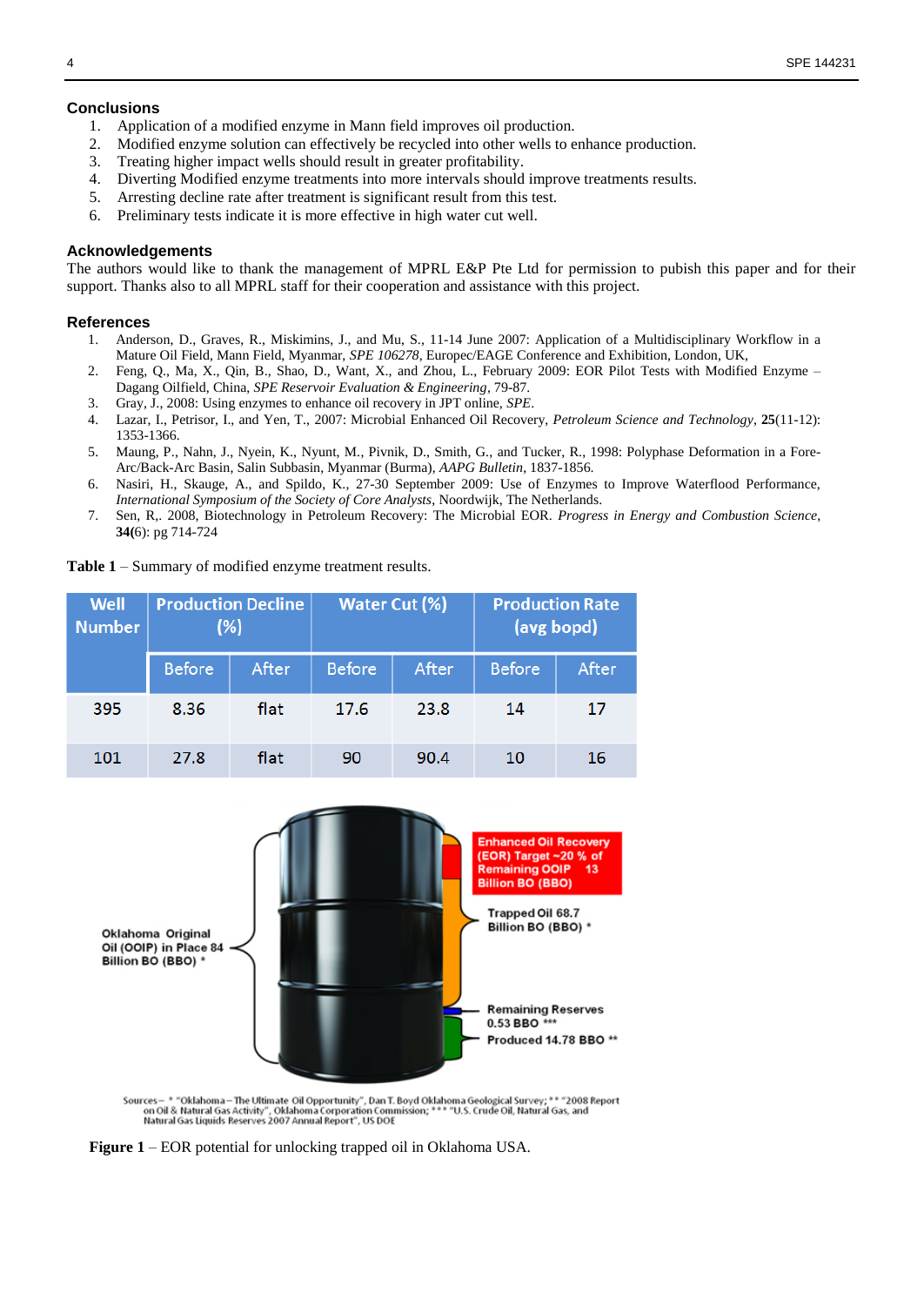## Conclusions

1. Application of a modified enzyme in Mann field improves oil production.
2. Modified enzyme solution can effectively be recycled into other wells to enhance production.
3. Treating higher impact wells should result in greater profitability.
4. Diverting Modified enzyme treatments into more intervals should improve treatments results.
5. Arresting decline rate after treatment is significant result from this test.
6. Preliminary tests indicate it is more effective in high water cut well.

## Acknowledgements

The authors would like to thank the management of MPRL E&P Pte Ltd for permission to pubish this paper and for their support. Thanks also to all MPRL staff for their cooperation and assistance with this project.

## References

1. Anderson, D., Graves, R., Miskimins, J., and Mu, S., 11-14 June 2007: Application of a Multidisciplinary Workflow in a Mature Oil Field, Mann Field, Myanmar, *SPE 106278*, Europec/EAGE Conference and Exhibition, London, UK,
2. Feng, Q., Ma, X., Qin, B., Shao, D., Want, X., and Zhou, L., February 2009: EOR Pilot Tests with Modified Enzyme – Dagang Oilfield, China, *SPE Reservoir Evaluation & Engineering*, 79-87.
3. Gray, J., 2008: Using enzymes to enhance oil recovery in JPT online, *SPE*.
4. Lazar, I., Petrisor, I., and Yen, T., 2007: Microbial Enhanced Oil Recovery, *Petroleum Science and Technology*, **25**(11-12): 1353-1366.
5. Maung, P., Nahn, J., Nyein, K., Nyunt, M., Pivnik, D., Smith, G., and Tucker, R., 1998: Polyphase Deformation in a Fore-Arc/Back-Arc Basin, Salin Subbasin, Myanmar (Burma), *AAPG Bulletin*, 1837-1856.
6. Nasiri, H., Skauge, A., and Spildo, K., 27-30 September 2009: Use of Enzymes to Improve Waterflood Performance, *International Symposium of the Society of Core Analysts*, Noordwijk, The Netherlands.
7. Sen, R,. 2008, Biotechnology in Petroleum Recovery: The Microbial EOR. *Progress in Energy and Combustion Science*, **34(**6): pg 714-724

**Table 1** – Summary of modified enzyme treatment results.

| Well Number | Production Decline (%) | | Water Cut (%) | | Production Rate (avg bopd) | |
|---|---|---|---|---|---|---|
| | Before | After | Before | After | Before | After |
| 395 | 8.36 | flat | 17.6 | 23.8 | 14 | 17 |
| 101 | 27.8 | flat | 90 | 90.4 | 10 | 16 |

Oklahoma Original Oil (OOIP) in Place 84 Billion BO (BBO) *

Enhanced Oil Recovery (EOR) Target ~20 % of Remaining OOIP 13 Billion BO (BBO)

Trapped Oil 68.7 Billion BO (BBO) *

Remaining Reserves 0.53 BBO ***

Produced 14.78 BBO **

Sources – * "Oklahoma – The Ultimate Oil Opportunity", Dan T. Boyd Oklahoma Geological Survey; ** "2008 Report on Oil & Natural Gas Activity", Oklahoma Corporation Commission; *** "U.S. Crude Oil, Natural Gas, and Natural Gas Liquids Reserves 2007 Annual Report", US DOE

**Figure 1** – EOR potential for unlocking trapped oil in Oklahoma USA.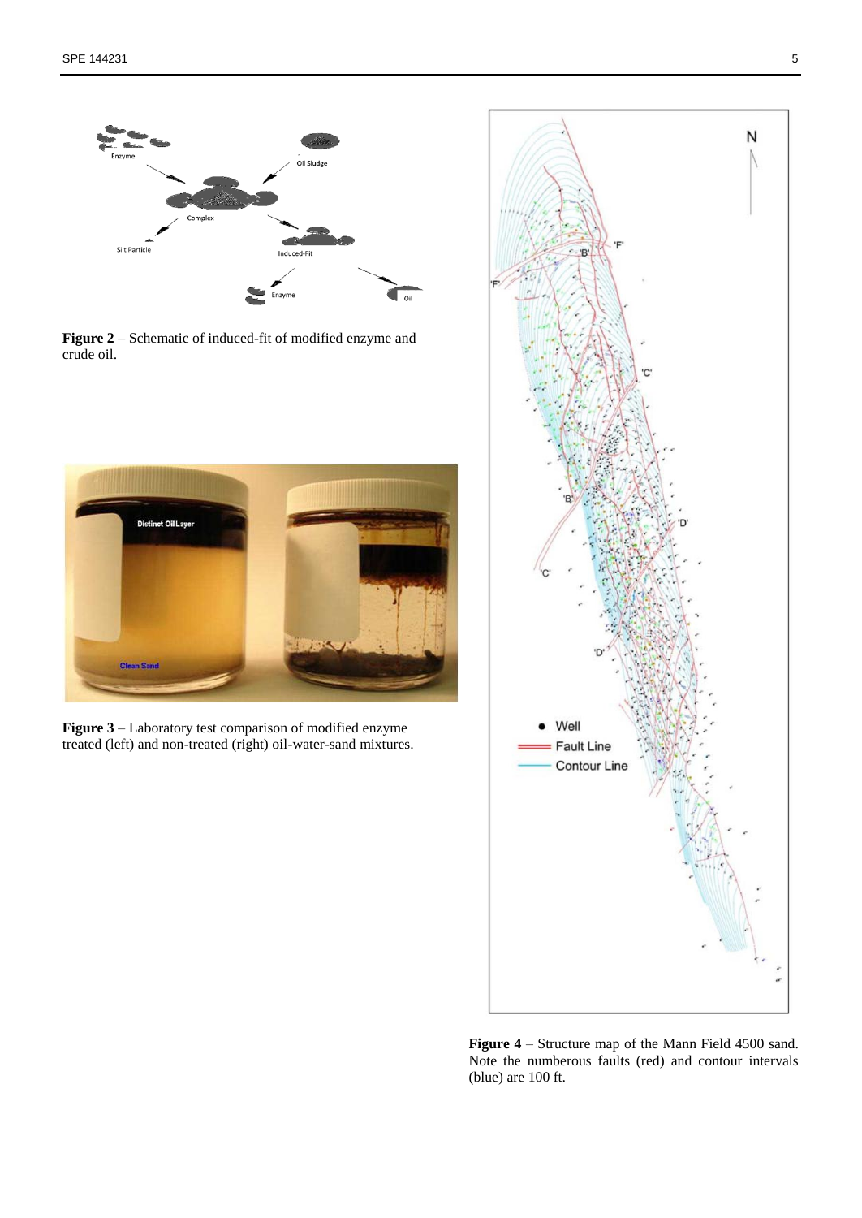**Figure 2** – Schematic of induced-fit of modified enzyme and crude oil.

**Figure 3** – Laboratory test comparison of modified enzyme treated (left) and non-treated (right) oil-water-sand mixtures.

**Figure 4** – Structure map of the Mann Field 4500 sand. Note the numberous faults (red) and contour intervals (blue) are 100 ft.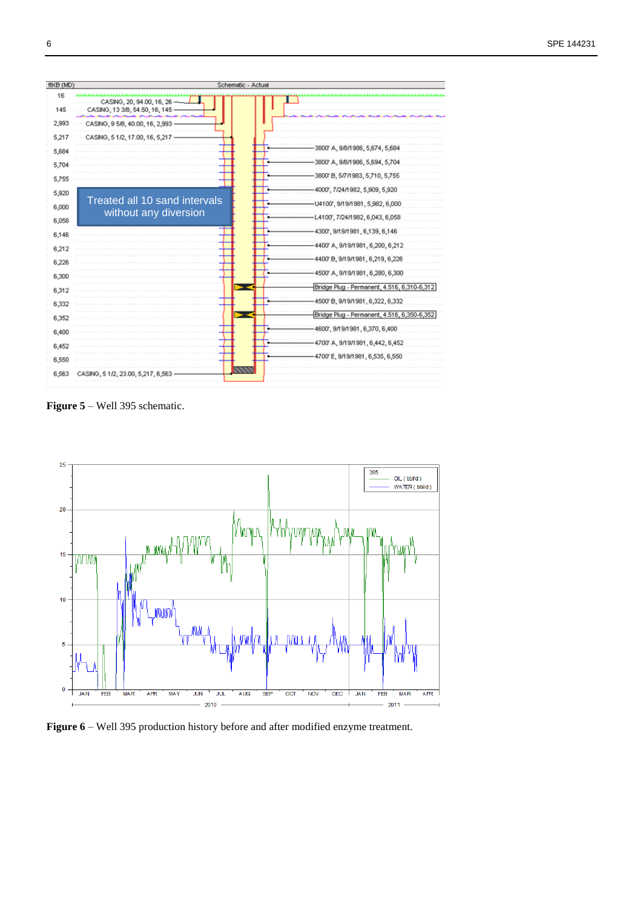**Figure 5** – Well 395 schematic.

**Figure 6** – Well 395 production history before and after modified enzyme treatment.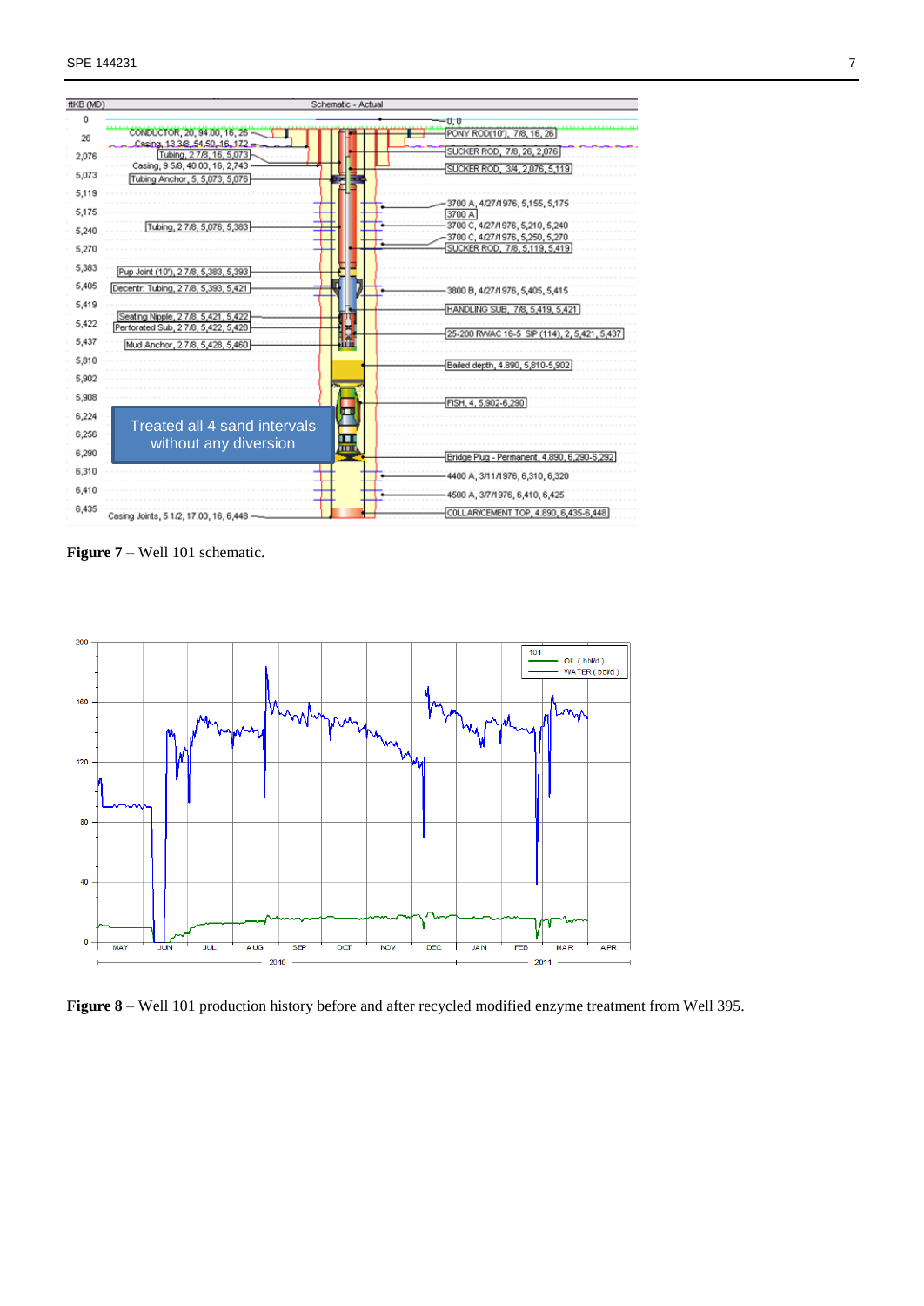**Figure 7** – Well 101 schematic.

**Figure 8** – Well 101 production history before and after recycled modified enzyme treatment from Well 395.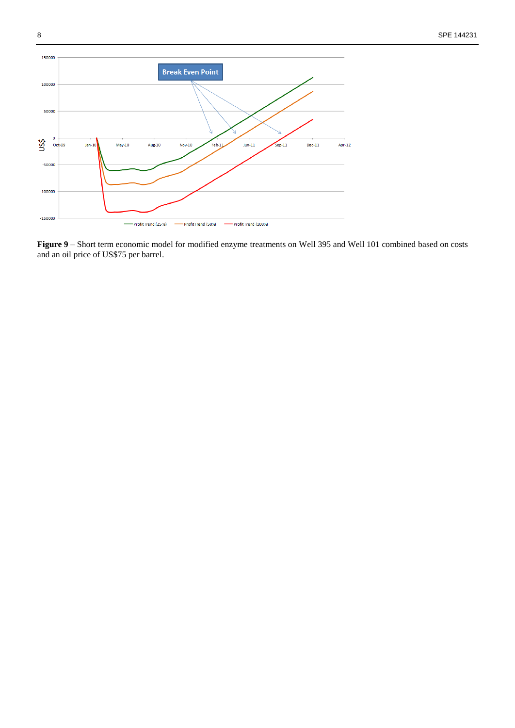150000

100000

50000

0

-50000

-100000

-150000

US$

Oct-09 Jan-10 May-10 Aug-10 Nov-10 Feb-11 Jun-11 Sep-11 Dec-11 Apr-12

Break Even Point

Profit Trend (25%) Profit Trend (50%) Profit Trend (100%)

**Figure 9** – Short term economic model for modified enzyme treatments on Well 395 and Well 101 combined based on costs and an oil price of US$75 per barrel.